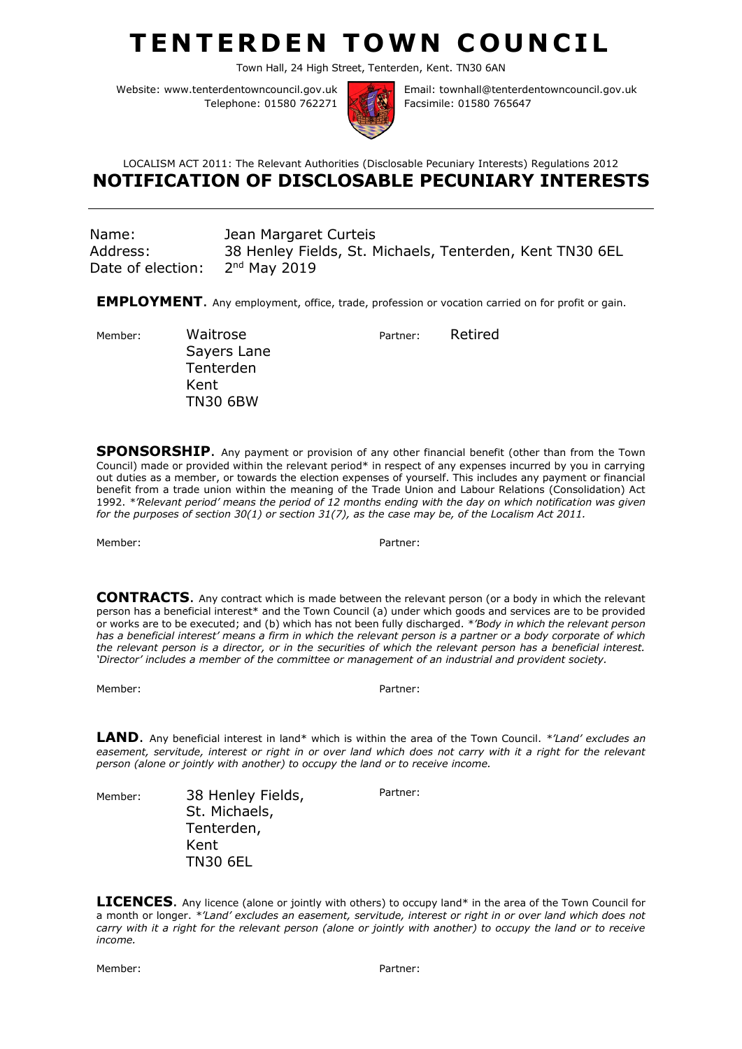# TENTERDEN TOWN COUNCIL

Town Hall, 24 High Street, Tenterden, Kent. TN30 6AN

Website: www.tenterdentowncouncil.gov.uk
Telephone: 01580 762271

Email: townhall@tenterdentowncouncil.gov.uk
Facsimile: 01580 765647

LOCALISM ACT 2011: The Relevant Authorities (Disclosable Pecuniary Interests) Regulations 2012

## NOTIFICATION OF DISCLOSABLE PECUNIARY INTERESTS

---

Name: Jean Margaret Curteis
Address: 38 Henley Fields, St. Michaels, Tenterden, Kent TN30 6EL
Date of election: 2nd May 2019

**EMPLOYMENT**. Any employment, office, trade, profession or vocation carried on for profit or gain.

Member: Waitrose
Sayers Lane
Tenterden
Kent
TN30 6BW

Partner: Retired

**SPONSORSHIP**. Any payment or provision of any other financial benefit (other than from the Town Council) made or provided within the relevant period* in respect of any expenses incurred by you in carrying out duties as a member, or towards the election expenses of yourself. This includes any payment or financial benefit from a trade union within the meaning of the Trade Union and Labour Relations (Consolidation) Act 1992. *\*'Relevant period' means the period of 12 months ending with the day on which notification was given for the purposes of section 30(1) or section 31(7), as the case may be, of the Localism Act 2011.*

Member:

Partner:

**CONTRACTS**. Any contract which is made between the relevant person (or a body in which the relevant person has a beneficial interest* and the Town Council (a) under which goods and services are to be provided or works are to be executed; and (b) which has not been fully discharged. *\*'Body in which the relevant person has a beneficial interest' means a firm in which the relevant person is a partner or a body corporate of which the relevant person is a director, or in the securities of which the relevant person has a beneficial interest. 'Director' includes a member of the committee or management of an industrial and provident society.*

Member:

Partner:

**LAND**. Any beneficial interest in land* which is within the area of the Town Council. *\*'Land' excludes an easement, servitude, interest or right in or over land which does not carry with it a right for the relevant person (alone or jointly with another) to occupy the land or to receive income.*

Member: 38 Henley Fields,
St. Michaels,
Tenterden,
Kent
TN30 6EL

Partner:

**LICENCES**. Any licence (alone or jointly with others) to occupy land* in the area of the Town Council for a month or longer. *\*'Land' excludes an easement, servitude, interest or right in or over land which does not carry with it a right for the relevant person (alone or jointly with another) to occupy the land or to receive income.*

Member:

Partner: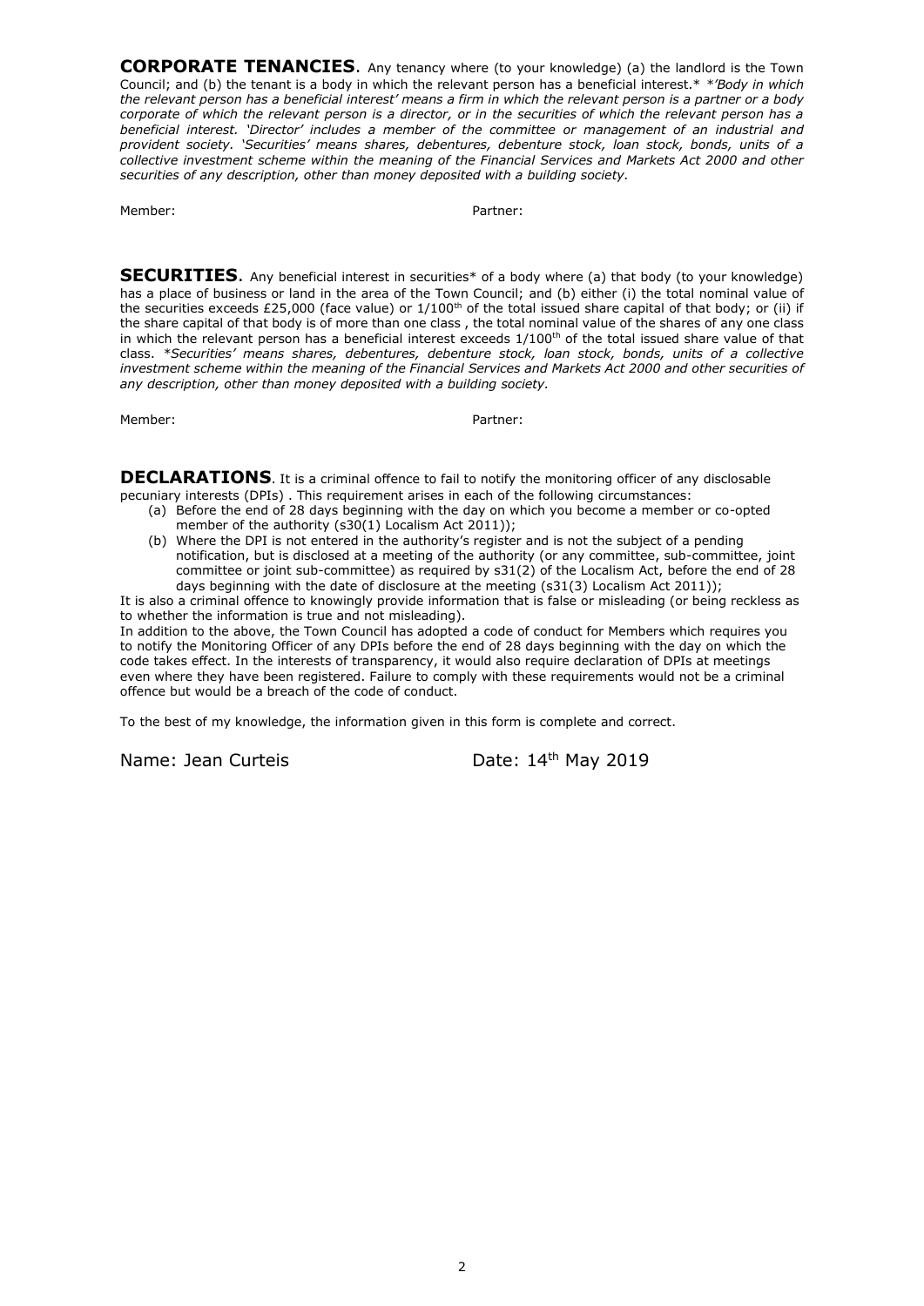**CORPORATE TENANCIES**. Any tenancy where (to your knowledge) (a) the landlord is the Town Council; and (b) the tenant is a body in which the relevant person has a beneficial interest.* *'*Body in which the relevant person has a beneficial interest' means a firm in which the relevant person is a partner or a body corporate of which the relevant person is a director, or in the securities of which the relevant person has a beneficial interest. 'Director' includes a member of the committee or management of an industrial and provident society. 'Securities' means shares, debentures, debenture stock, loan stock, bonds, units of a collective investment scheme within the meaning of the Financial Services and Markets Act 2000 and other securities of any description, other than money deposited with a building society.*

Member: Partner:

**SECURITIES**. Any beneficial interest in securities* of a body where (a) that body (to your knowledge) has a place of business or land in the area of the Town Council; and (b) either (i) the total nominal value of the securities exceeds £25,000 (face value) or 1/100th of the total issued share capital of that body; or (ii) if the share capital of that body is of more than one class , the total nominal value of the shares of any one class in which the relevant person has a beneficial interest exceeds 1/100th of the total issued share value of that class. **Securities' means shares, debentures, debenture stock, loan stock, bonds, units of a collective investment scheme within the meaning of the Financial Services and Markets Act 2000 and other securities of any description, other than money deposited with a building society.*

Member: Partner:

**DECLARATIONS**. It is a criminal offence to fail to notify the monitoring officer of any disclosable pecuniary interests (DPIs) . This requirement arises in each of the following circumstances:

(a) Before the end of 28 days beginning with the day on which you become a member or co-opted member of the authority (s30(1) Localism Act 2011));
(b) Where the DPI is not entered in the authority's register and is not the subject of a pending notification, but is disclosed at a meeting of the authority (or any committee, sub-committee, joint committee or joint sub-committee) as required by s31(2) of the Localism Act, before the end of 28 days beginning with the date of disclosure at the meeting (s31(3) Localism Act 2011));

It is also a criminal offence to knowingly provide information that is false or misleading (or being reckless as to whether the information is true and not misleading).

In addition to the above, the Town Council has adopted a code of conduct for Members which requires you to notify the Monitoring Officer of any DPIs before the end of 28 days beginning with the day on which the code takes effect. In the interests of transparency, it would also require declaration of DPIs at meetings even where they have been registered. Failure to comply with these requirements would not be a criminal offence but would be a breach of the code of conduct.

To the best of my knowledge, the information given in this form is complete and correct.

Name: Jean Curteis Date: 14th May 2019